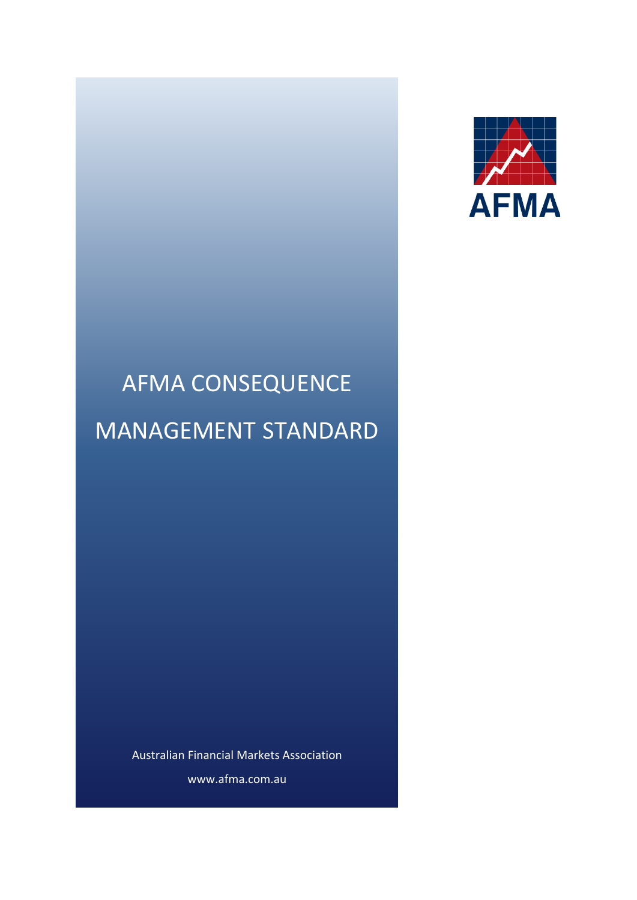AFMA

# AFMA CONSEQUENCE MANAGEMENT STANDARD

Australian Financial Markets Association

www.afma.com.au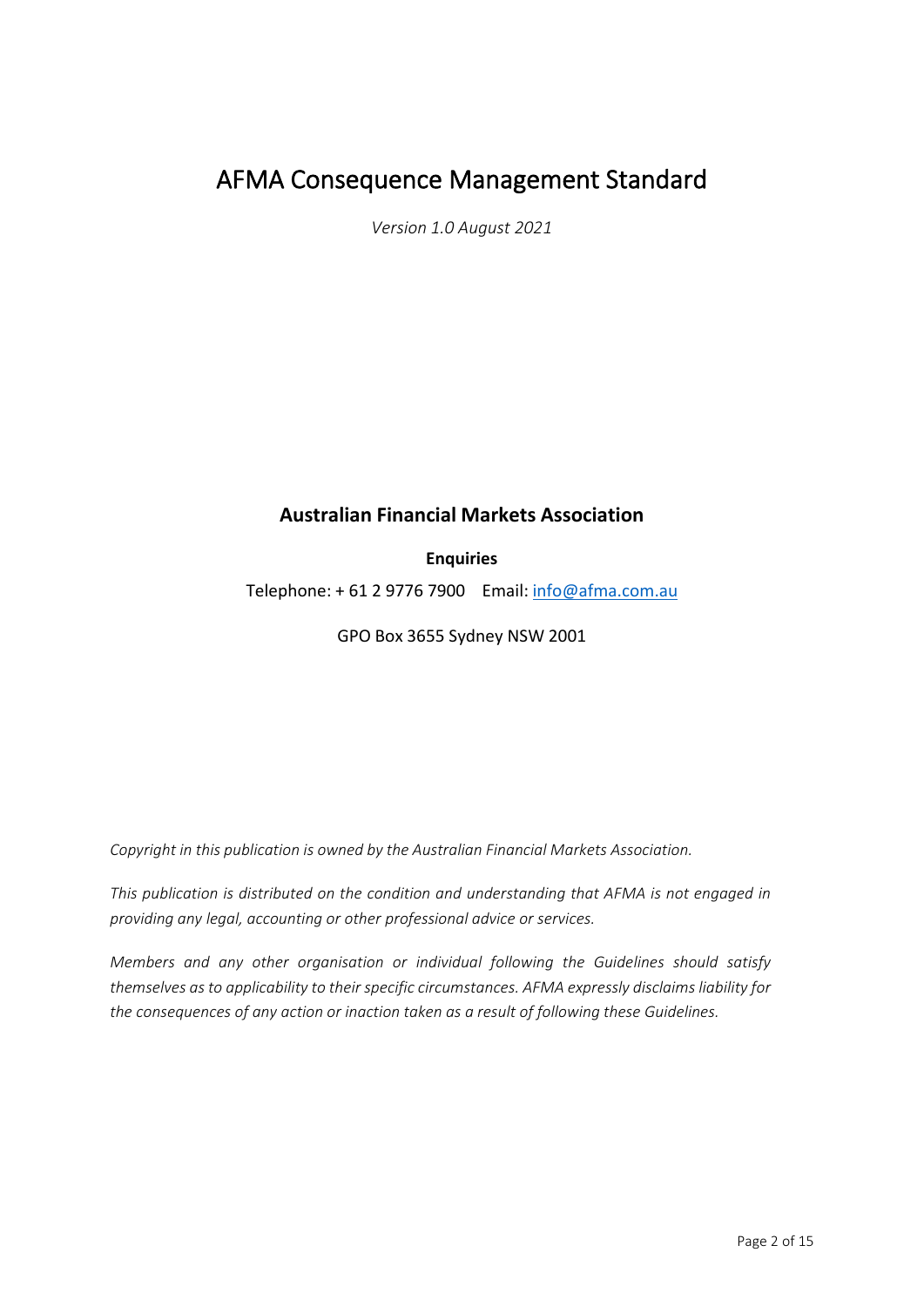# AFMA Consequence Management Standard

*Version 1.0 August 2021*

## Australian Financial Markets Association

**Enquiries**

Telephone: + 61 2 9776 7900    Email: info@afma.com.au

GPO Box 3655 Sydney NSW 2001

*Copyright in this publication is owned by the Australian Financial Markets Association.*

*This publication is distributed on the condition and understanding that AFMA is not engaged in providing any legal, accounting or other professional advice or services.*

*Members and any other organisation or individual following the Guidelines should satisfy themselves as to applicability to their specific circumstances. AFMA expressly disclaims liability for the consequences of any action or inaction taken as a result of following these Guidelines.*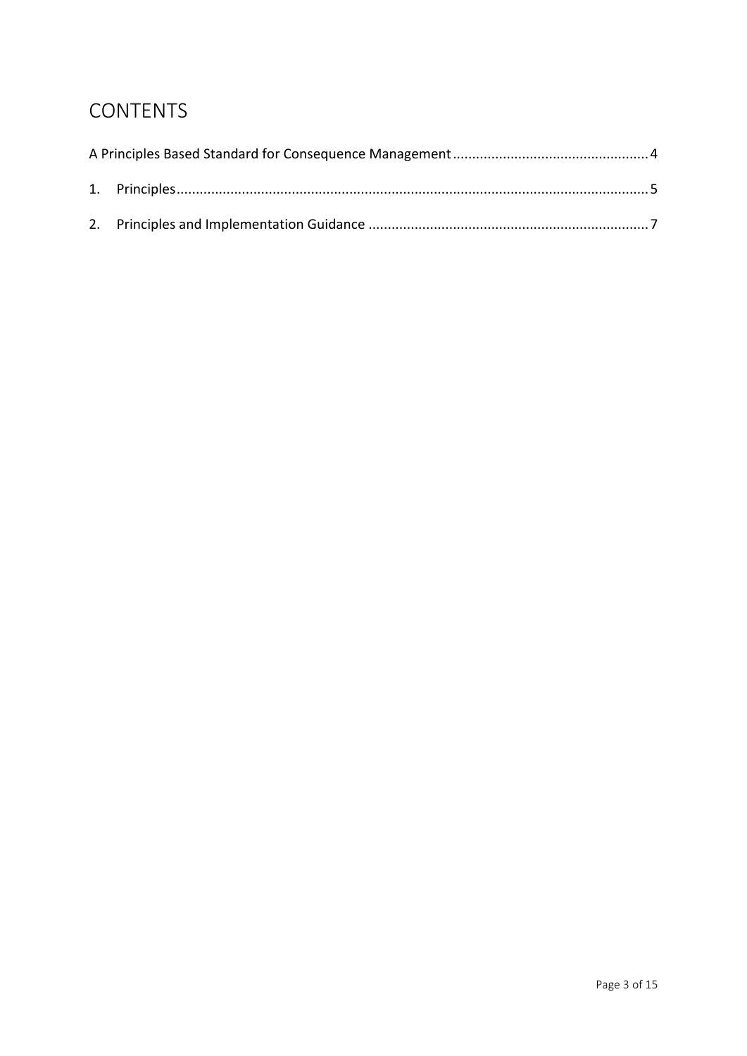# CONTENTS

A Principles Based Standard for Consequence Management .................................................. 4

1. Principles ......................................................................................................................... 5

2. Principles and Implementation Guidance ........................................................................ 7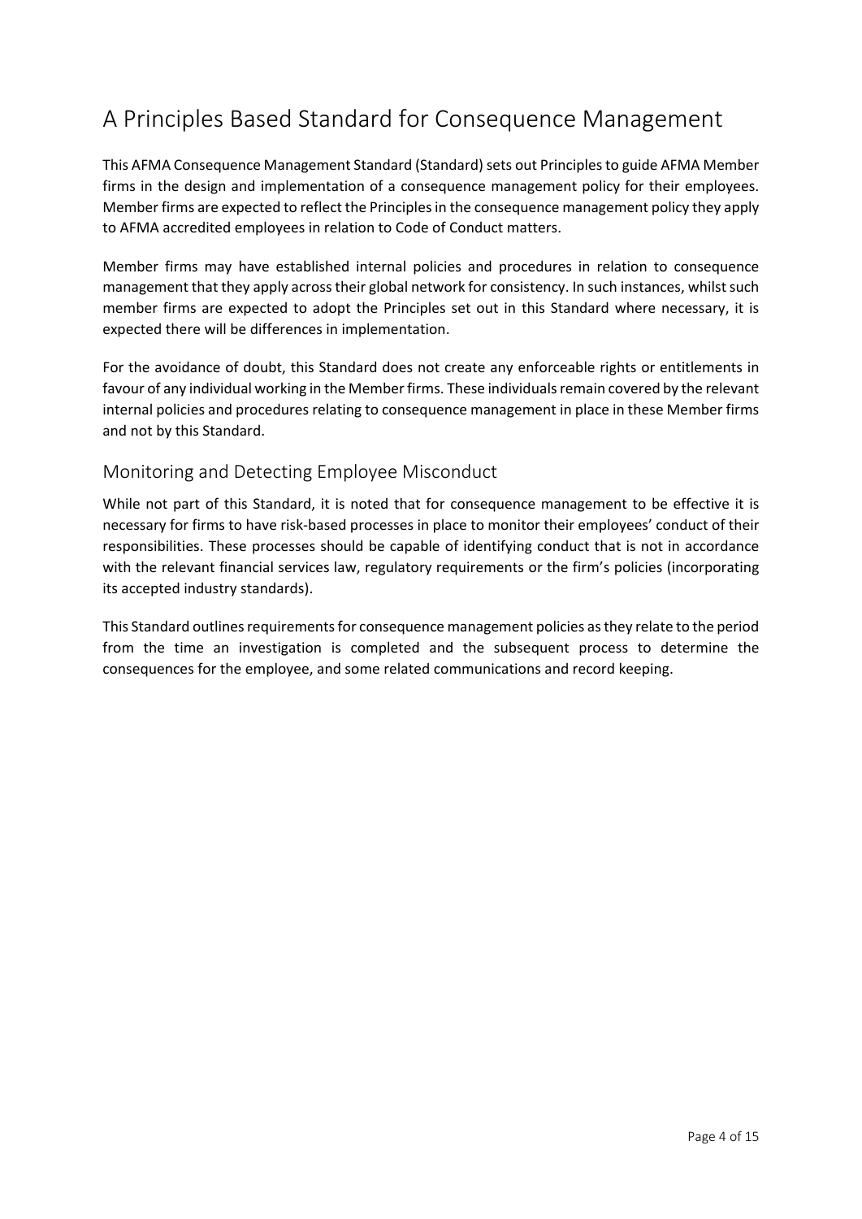# A Principles Based Standard for Consequence Management

This AFMA Consequence Management Standard (Standard) sets out Principles to guide AFMA Member firms in the design and implementation of a consequence management policy for their employees. Member firms are expected to reflect the Principles in the consequence management policy they apply to AFMA accredited employees in relation to Code of Conduct matters.

Member firms may have established internal policies and procedures in relation to consequence management that they apply across their global network for consistency. In such instances, whilst such member firms are expected to adopt the Principles set out in this Standard where necessary, it is expected there will be differences in implementation.

For the avoidance of doubt, this Standard does not create any enforceable rights or entitlements in favour of any individual working in the Member firms. These individuals remain covered by the relevant internal policies and procedures relating to consequence management in place in these Member firms and not by this Standard.

## Monitoring and Detecting Employee Misconduct

While not part of this Standard, it is noted that for consequence management to be effective it is necessary for firms to have risk-based processes in place to monitor their employees' conduct of their responsibilities. These processes should be capable of identifying conduct that is not in accordance with the relevant financial services law, regulatory requirements or the firm's policies (incorporating its accepted industry standards).

This Standard outlines requirements for consequence management policies as they relate to the period from the time an investigation is completed and the subsequent process to determine the consequences for the employee, and some related communications and record keeping.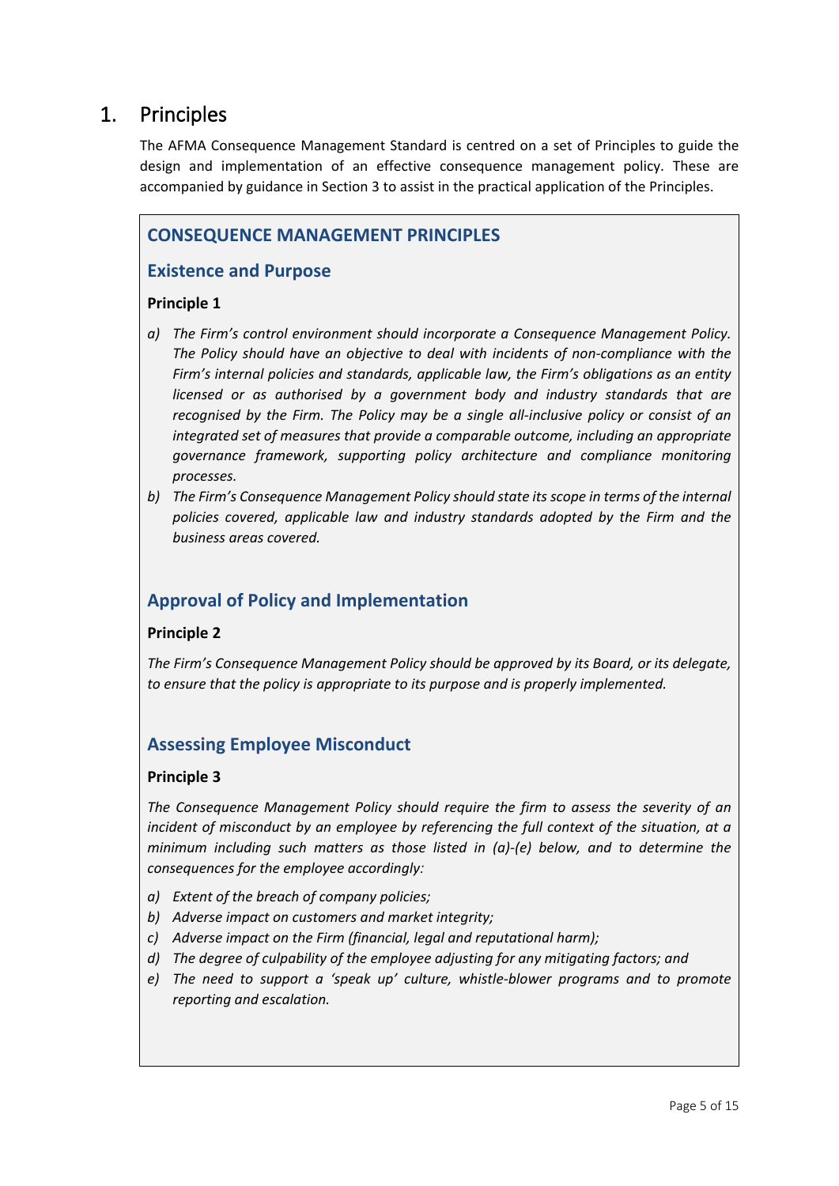# 1. Principles

The AFMA Consequence Management Standard is centred on a set of Principles to guide the design and implementation of an effective consequence management policy. These are accompanied by guidance in Section 3 to assist in the practical application of the Principles.

## CONSEQUENCE MANAGEMENT PRINCIPLES

### Existence and Purpose

**Principle 1**

a) *The Firm's control environment should incorporate a Consequence Management Policy. The Policy should have an objective to deal with incidents of non-compliance with the Firm's internal policies and standards, applicable law, the Firm's obligations as an entity licensed or as authorised by a government body and industry standards that are recognised by the Firm. The Policy may be a single all-inclusive policy or consist of an integrated set of measures that provide a comparable outcome, including an appropriate governance framework, supporting policy architecture and compliance monitoring processes.*

b) *The Firm's Consequence Management Policy should state its scope in terms of the internal policies covered, applicable law and industry standards adopted by the Firm and the business areas covered.*

### Approval of Policy and Implementation

**Principle 2**

*The Firm's Consequence Management Policy should be approved by its Board, or its delegate, to ensure that the policy is appropriate to its purpose and is properly implemented.*

### Assessing Employee Misconduct

**Principle 3**

*The Consequence Management Policy should require the firm to assess the severity of an incident of misconduct by an employee by referencing the full context of the situation, at a minimum including such matters as those listed in (a)-(e) below, and to determine the consequences for the employee accordingly:*

a) *Extent of the breach of company policies;*
b) *Adverse impact on customers and market integrity;*
c) *Adverse impact on the Firm (financial, legal and reputational harm);*
d) *The degree of culpability of the employee adjusting for any mitigating factors; and*
e) *The need to support a 'speak up' culture, whistle-blower programs and to promote reporting and escalation.*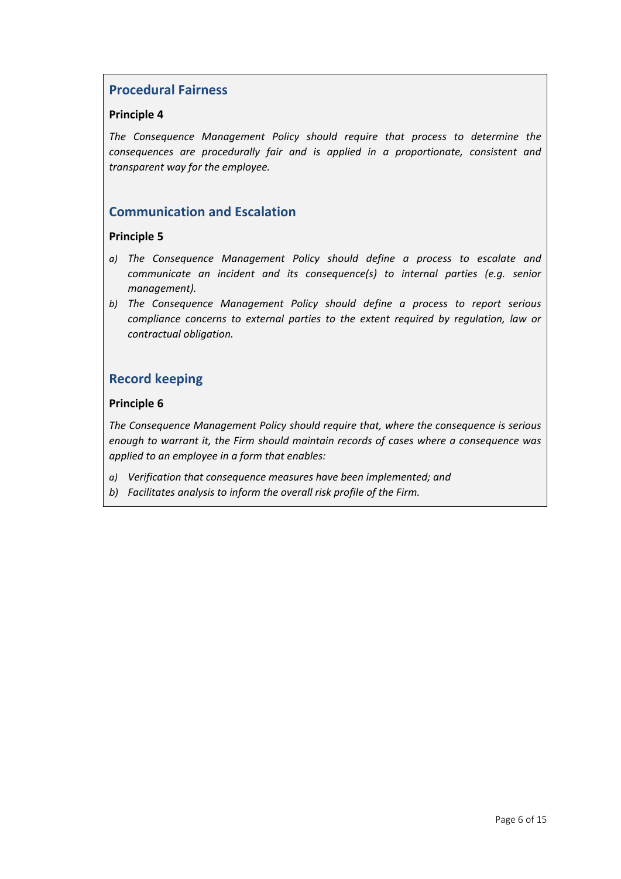## Procedural Fairness

**Principle 4**

*The Consequence Management Policy should require that process to determine the consequences are procedurally fair and is applied in a proportionate, consistent and transparent way for the employee.*

## Communication and Escalation

**Principle 5**

a) *The Consequence Management Policy should define a process to escalate and communicate an incident and its consequence(s) to internal parties (e.g. senior management).*
b) *The Consequence Management Policy should define a process to report serious compliance concerns to external parties to the extent required by regulation, law or contractual obligation.*

## Record keeping

**Principle 6**

*The Consequence Management Policy should require that, where the consequence is serious enough to warrant it, the Firm should maintain records of cases where a consequence was applied to an employee in a form that enables:*

a) *Verification that consequence measures have been implemented; and*
b) *Facilitates analysis to inform the overall risk profile of the Firm.*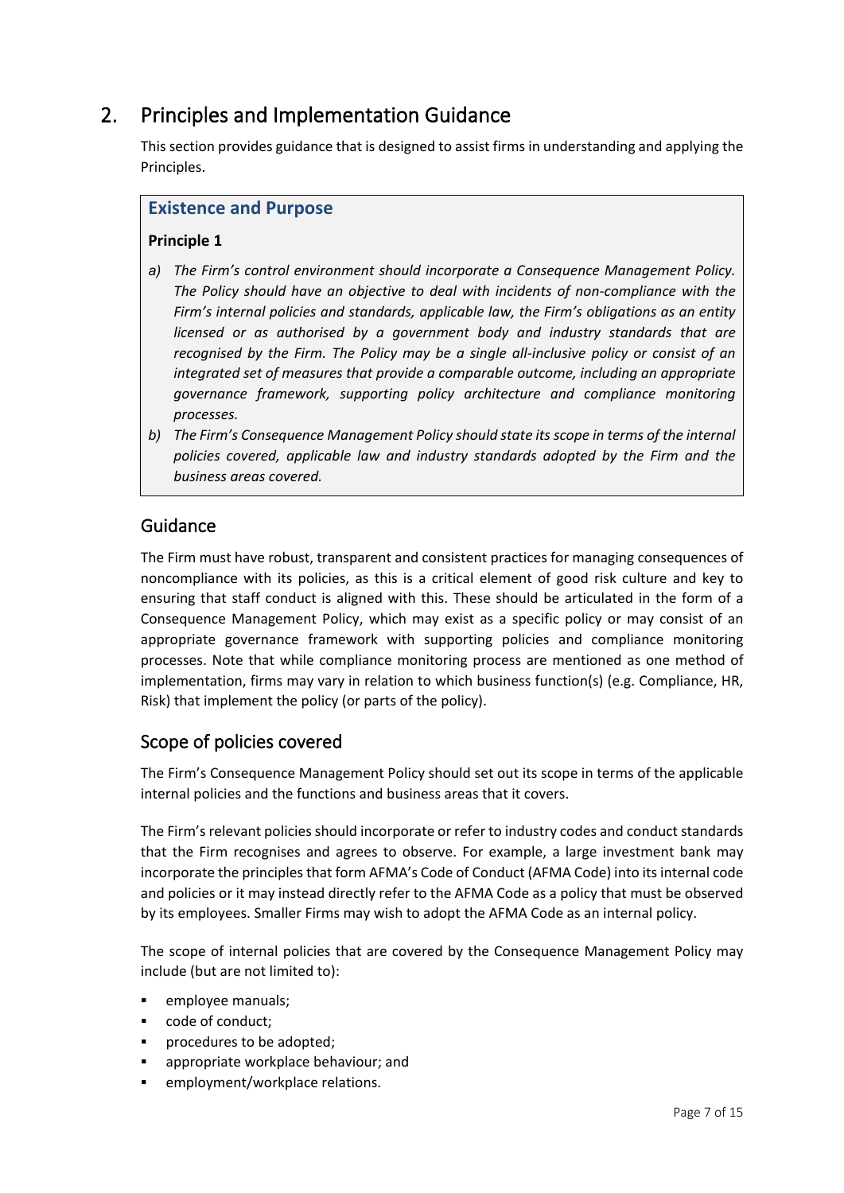# 2. Principles and Implementation Guidance

This section provides guidance that is designed to assist firms in understanding and applying the Principles.

### Existence and Purpose

**Principle 1**

a) *The Firm's control environment should incorporate a Consequence Management Policy. The Policy should have an objective to deal with incidents of non-compliance with the Firm's internal policies and standards, applicable law, the Firm's obligations as an entity licensed or as authorised by a government body and industry standards that are recognised by the Firm. The Policy may be a single all-inclusive policy or consist of an integrated set of measures that provide a comparable outcome, including an appropriate governance framework, supporting policy architecture and compliance monitoring processes.*

b) *The Firm's Consequence Management Policy should state its scope in terms of the internal policies covered, applicable law and industry standards adopted by the Firm and the business areas covered.*

## Guidance

The Firm must have robust, transparent and consistent practices for managing consequences of noncompliance with its policies, as this is a critical element of good risk culture and key to ensuring that staff conduct is aligned with this. These should be articulated in the form of a Consequence Management Policy, which may exist as a specific policy or may consist of an appropriate governance framework with supporting policies and compliance monitoring processes. Note that while compliance monitoring process are mentioned as one method of implementation, firms may vary in relation to which business function(s) (e.g. Compliance, HR, Risk) that implement the policy (or parts of the policy).

## Scope of policies covered

The Firm's Consequence Management Policy should set out its scope in terms of the applicable internal policies and the functions and business areas that it covers.

The Firm's relevant policies should incorporate or refer to industry codes and conduct standards that the Firm recognises and agrees to observe. For example, a large investment bank may incorporate the principles that form AFMA's Code of Conduct (AFMA Code) into its internal code and policies or it may instead directly refer to the AFMA Code as a policy that must be observed by its employees. Smaller Firms may wish to adopt the AFMA Code as an internal policy.

The scope of internal policies that are covered by the Consequence Management Policy may include (but are not limited to):

- employee manuals;
- code of conduct;
- procedures to be adopted;
- appropriate workplace behaviour; and
- employment/workplace relations.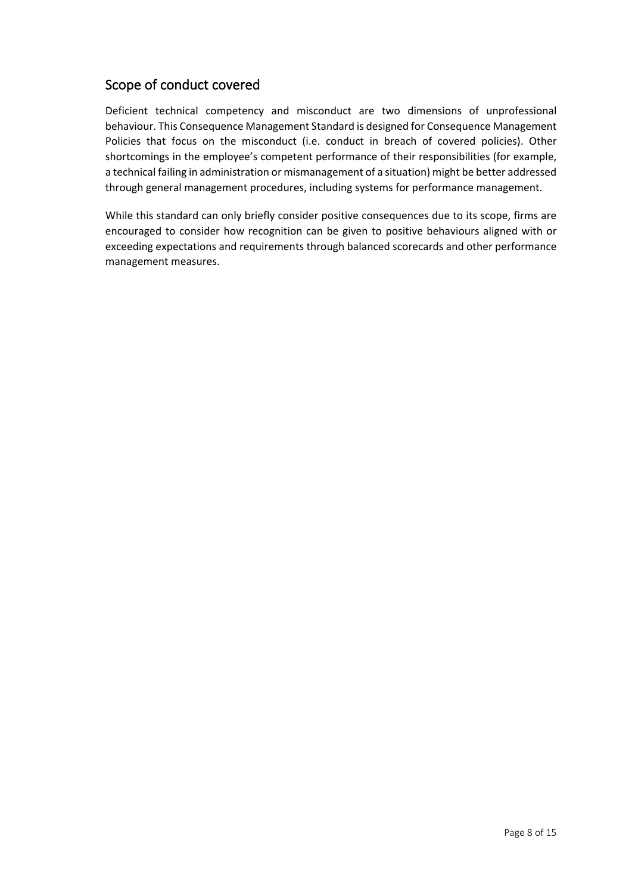## Scope of conduct covered

Deficient technical competency and misconduct are two dimensions of unprofessional behaviour. This Consequence Management Standard is designed for Consequence Management Policies that focus on the misconduct (i.e. conduct in breach of covered policies). Other shortcomings in the employee's competent performance of their responsibilities (for example, a technical failing in administration or mismanagement of a situation) might be better addressed through general management procedures, including systems for performance management.

While this standard can only briefly consider positive consequences due to its scope, firms are encouraged to consider how recognition can be given to positive behaviours aligned with or exceeding expectations and requirements through balanced scorecards and other performance management measures.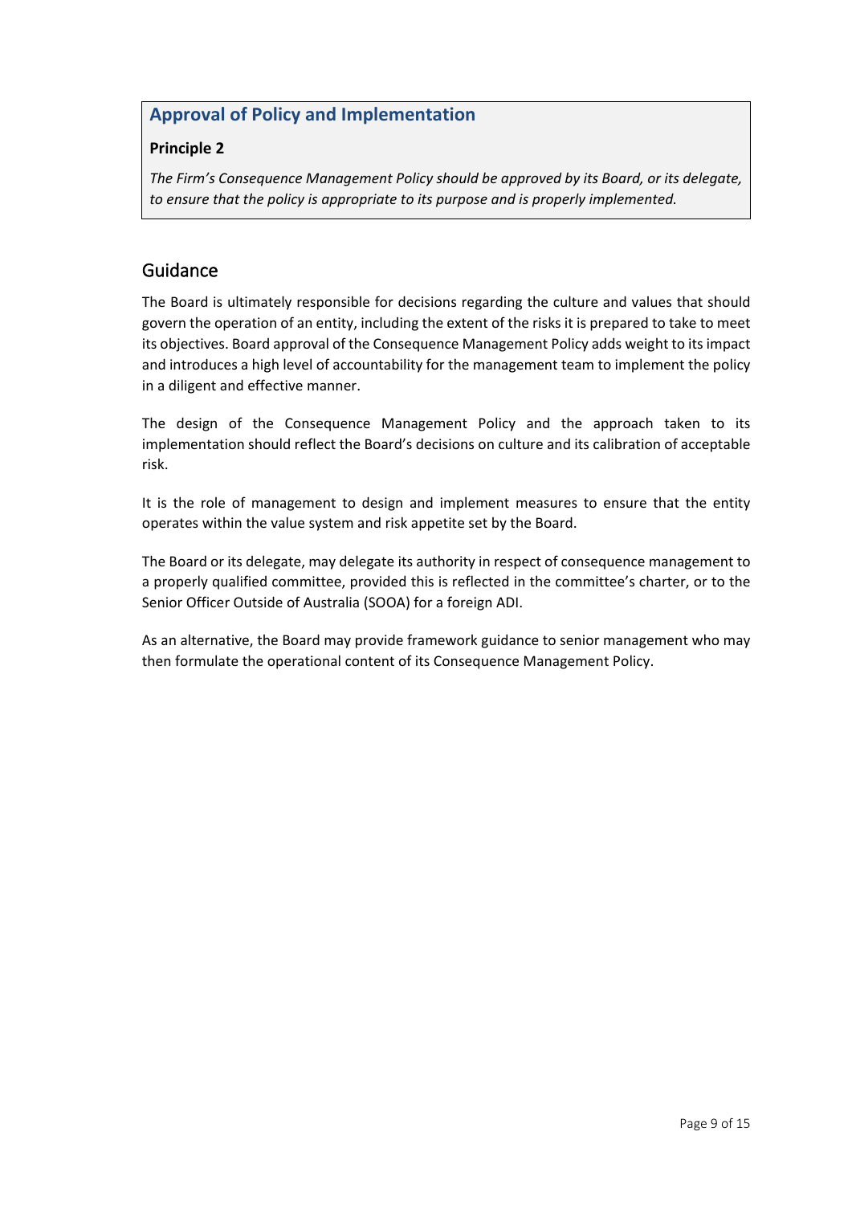## Approval of Policy and Implementation

**Principle 2**

*The Firm's Consequence Management Policy should be approved by its Board, or its delegate, to ensure that the policy is appropriate to its purpose and is properly implemented.*

## Guidance

The Board is ultimately responsible for decisions regarding the culture and values that should govern the operation of an entity, including the extent of the risks it is prepared to take to meet its objectives. Board approval of the Consequence Management Policy adds weight to its impact and introduces a high level of accountability for the management team to implement the policy in a diligent and effective manner.

The design of the Consequence Management Policy and the approach taken to its implementation should reflect the Board's decisions on culture and its calibration of acceptable risk.

It is the role of management to design and implement measures to ensure that the entity operates within the value system and risk appetite set by the Board.

The Board or its delegate, may delegate its authority in respect of consequence management to a properly qualified committee, provided this is reflected in the committee's charter, or to the Senior Officer Outside of Australia (SOOA) for a foreign ADI.

As an alternative, the Board may provide framework guidance to senior management who may then formulate the operational content of its Consequence Management Policy.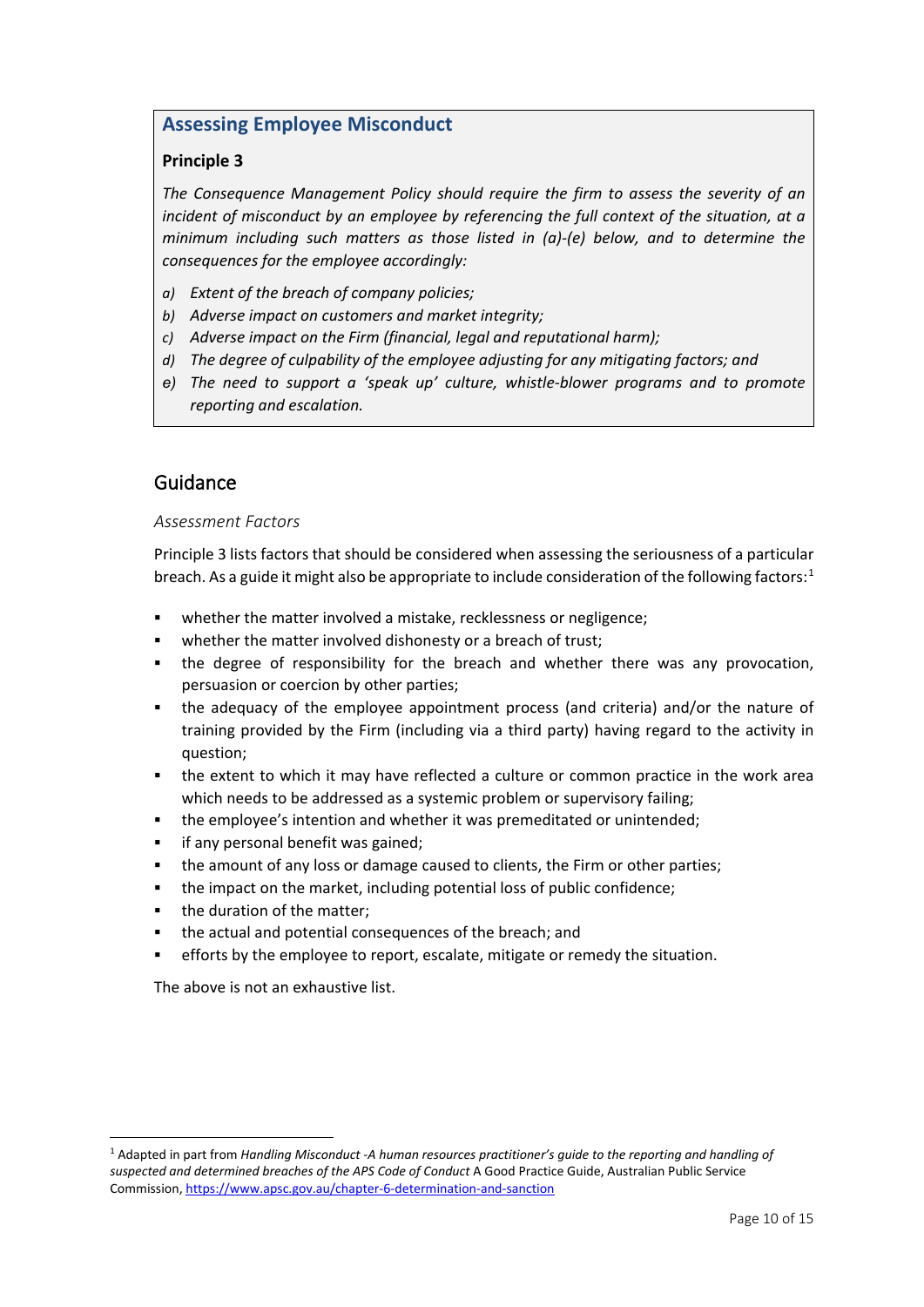## Assessing Employee Misconduct

**Principle 3**

*The Consequence Management Policy should require the firm to assess the severity of an incident of misconduct by an employee by referencing the full context of the situation, at a minimum including such matters as those listed in (a)-(e) below, and to determine the consequences for the employee accordingly:*

a) *Extent of the breach of company policies;*
b) *Adverse impact on customers and market integrity;*
c) *Adverse impact on the Firm (financial, legal and reputational harm);*
d) *The degree of culpability of the employee adjusting for any mitigating factors; and*
e) *The need to support a 'speak up' culture, whistle-blower programs and to promote reporting and escalation.*

## Guidance

### *Assessment Factors*

Principle 3 lists factors that should be considered when assessing the seriousness of a particular breach. As a guide it might also be appropriate to include consideration of the following factors:[1]

- whether the matter involved a mistake, recklessness or negligence;
- whether the matter involved dishonesty or a breach of trust;
- the degree of responsibility for the breach and whether there was any provocation, persuasion or coercion by other parties;
- the adequacy of the employee appointment process (and criteria) and/or the nature of training provided by the Firm (including via a third party) having regard to the activity in question;
- the extent to which it may have reflected a culture or common practice in the work area which needs to be addressed as a systemic problem or supervisory failing;
- the employee's intention and whether it was premeditated or unintended;
- if any personal benefit was gained;
- the amount of any loss or damage caused to clients, the Firm or other parties;
- the impact on the market, including potential loss of public confidence;
- the duration of the matter;
- the actual and potential consequences of the breach; and
- efforts by the employee to report, escalate, mitigate or remedy the situation.

The above is not an exhaustive list.

---

[1] Adapted in part from *Handling Misconduct -A human resources practitioner's guide to the reporting and handling of suspected and determined breaches of the APS Code of Conduct* A Good Practice Guide, Australian Public Service Commission, https://www.apsc.gov.au/chapter-6-determination-and-sanction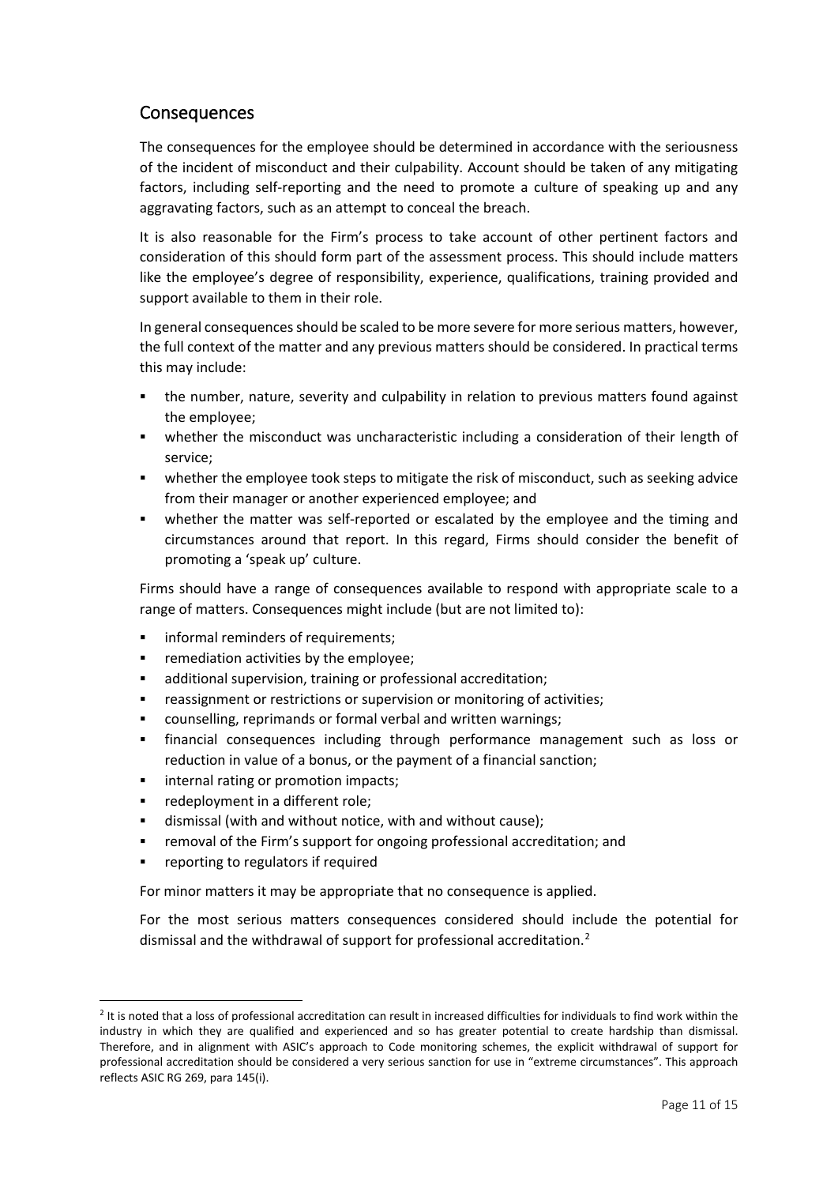## Consequences

The consequences for the employee should be determined in accordance with the seriousness of the incident of misconduct and their culpability. Account should be taken of any mitigating factors, including self-reporting and the need to promote a culture of speaking up and any aggravating factors, such as an attempt to conceal the breach.

It is also reasonable for the Firm's process to take account of other pertinent factors and consideration of this should form part of the assessment process. This should include matters like the employee's degree of responsibility, experience, qualifications, training provided and support available to them in their role.

In general consequences should be scaled to be more severe for more serious matters, however, the full context of the matter and any previous matters should be considered. In practical terms this may include:

- the number, nature, severity and culpability in relation to previous matters found against the employee;
- whether the misconduct was uncharacteristic including a consideration of their length of service;
- whether the employee took steps to mitigate the risk of misconduct, such as seeking advice from their manager or another experienced employee; and
- whether the matter was self-reported or escalated by the employee and the timing and circumstances around that report. In this regard, Firms should consider the benefit of promoting a 'speak up' culture.

Firms should have a range of consequences available to respond with appropriate scale to a range of matters. Consequences might include (but are not limited to):

- informal reminders of requirements;
- remediation activities by the employee;
- additional supervision, training or professional accreditation;
- reassignment or restrictions or supervision or monitoring of activities;
- counselling, reprimands or formal verbal and written warnings;
- financial consequences including through performance management such as loss or reduction in value of a bonus, or the payment of a financial sanction;
- internal rating or promotion impacts;
- redeployment in a different role;
- dismissal (with and without notice, with and without cause);
- removal of the Firm's support for ongoing professional accreditation; and
- reporting to regulators if required

For minor matters it may be appropriate that no consequence is applied.

For the most serious matters consequences considered should include the potential for dismissal and the withdrawal of support for professional accreditation.[2]

---

[2] It is noted that a loss of professional accreditation can result in increased difficulties for individuals to find work within the industry in which they are qualified and experienced and so has greater potential to create hardship than dismissal. Therefore, and in alignment with ASIC's approach to Code monitoring schemes, the explicit withdrawal of support for professional accreditation should be considered a very serious sanction for use in "extreme circumstances". This approach reflects ASIC RG 269, para 145(i).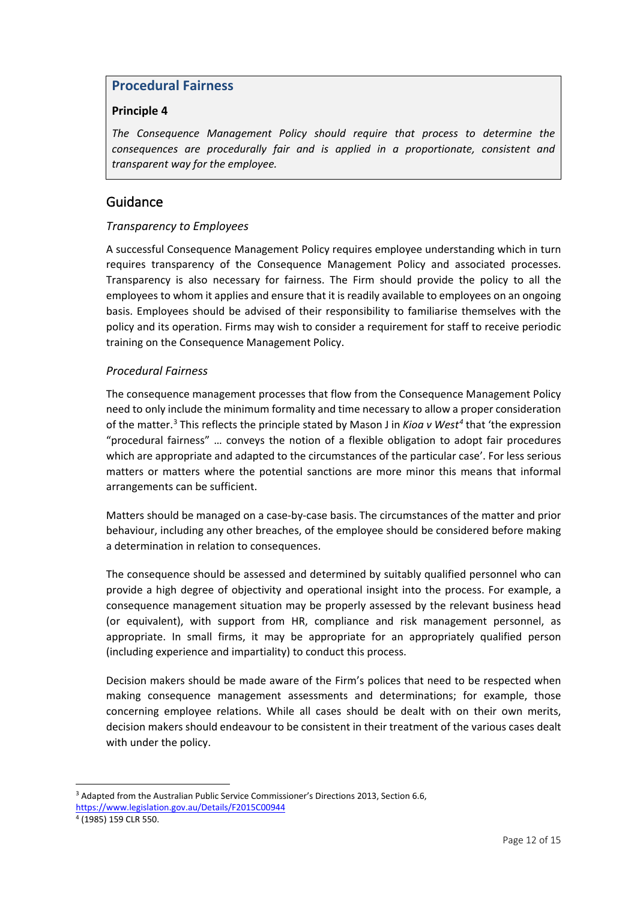## Procedural Fairness

**Principle 4**

*The Consequence Management Policy should require that process to determine the consequences are procedurally fair and is applied in a proportionate, consistent and transparent way for the employee.*

## Guidance

### *Transparency to Employees*

A successful Consequence Management Policy requires employee understanding which in turn requires transparency of the Consequence Management Policy and associated processes. Transparency is also necessary for fairness. The Firm should provide the policy to all the employees to whom it applies and ensure that it is readily available to employees on an ongoing basis. Employees should be advised of their responsibility to familiarise themselves with the policy and its operation. Firms may wish to consider a requirement for staff to receive periodic training on the Consequence Management Policy.

### *Procedural Fairness*

The consequence management processes that flow from the Consequence Management Policy need to only include the minimum formality and time necessary to allow a proper consideration of the matter.[3] This reflects the principle stated by Mason J in *Kioa v West*[4] that 'the expression "procedural fairness" … conveys the notion of a flexible obligation to adopt fair procedures which are appropriate and adapted to the circumstances of the particular case'. For less serious matters or matters where the potential sanctions are more minor this means that informal arrangements can be sufficient.

Matters should be managed on a case-by-case basis. The circumstances of the matter and prior behaviour, including any other breaches, of the employee should be considered before making a determination in relation to consequences.

The consequence should be assessed and determined by suitably qualified personnel who can provide a high degree of objectivity and operational insight into the process. For example, a consequence management situation may be properly assessed by the relevant business head (or equivalent), with support from HR, compliance and risk management personnel, as appropriate. In small firms, it may be appropriate for an appropriately qualified person (including experience and impartiality) to conduct this process.

Decision makers should be made aware of the Firm's polices that need to be respected when making consequence management assessments and determinations; for example, those concerning employee relations. While all cases should be dealt with on their own merits, decision makers should endeavour to be consistent in their treatment of the various cases dealt with under the policy.

---

[3] Adapted from the Australian Public Service Commissioner's Directions 2013, Section 6.6, https://www.legislation.gov.au/Details/F2015C00944

[4] (1985) 159 CLR 550.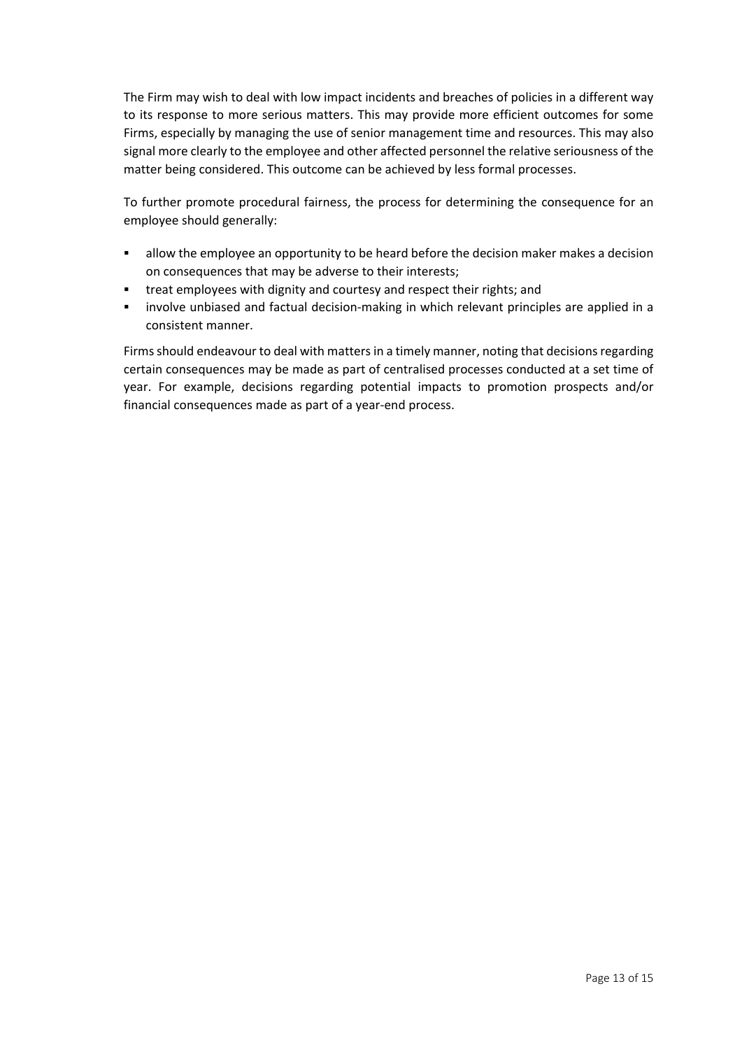The Firm may wish to deal with low impact incidents and breaches of policies in a different way to its response to more serious matters. This may provide more efficient outcomes for some Firms, especially by managing the use of senior management time and resources. This may also signal more clearly to the employee and other affected personnel the relative seriousness of the matter being considered. This outcome can be achieved by less formal processes.

To further promote procedural fairness, the process for determining the consequence for an employee should generally:

- allow the employee an opportunity to be heard before the decision maker makes a decision on consequences that may be adverse to their interests;
- treat employees with dignity and courtesy and respect their rights; and
- involve unbiased and factual decision-making in which relevant principles are applied in a consistent manner.

Firms should endeavour to deal with matters in a timely manner, noting that decisions regarding certain consequences may be made as part of centralised processes conducted at a set time of year. For example, decisions regarding potential impacts to promotion prospects and/or financial consequences made as part of a year-end process.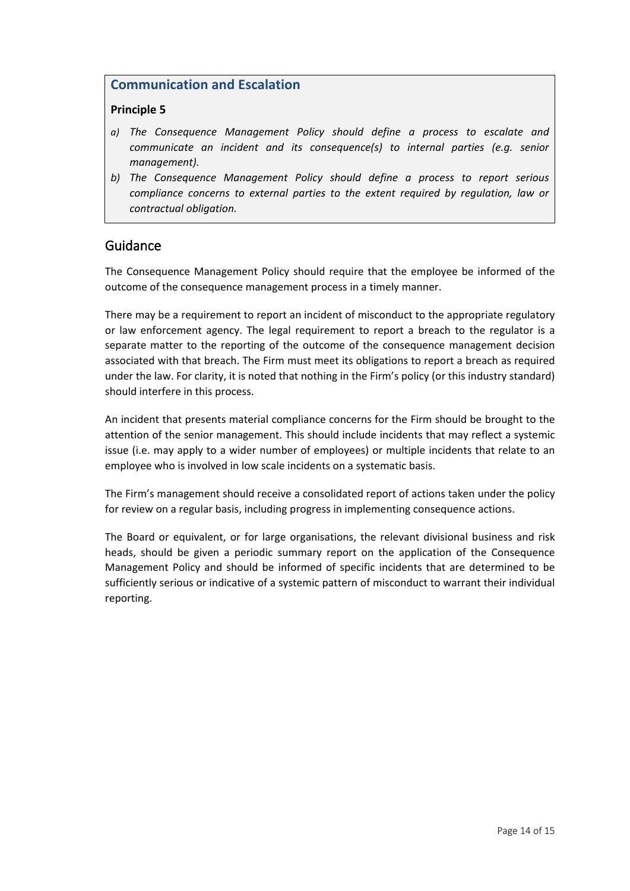## Communication and Escalation

**Principle 5**

a) *The Consequence Management Policy should define a process to escalate and communicate an incident and its consequence(s) to internal parties (e.g. senior management).*

b) *The Consequence Management Policy should define a process to report serious compliance concerns to external parties to the extent required by regulation, law or contractual obligation.*

## Guidance

The Consequence Management Policy should require that the employee be informed of the outcome of the consequence management process in a timely manner.

There may be a requirement to report an incident of misconduct to the appropriate regulatory or law enforcement agency. The legal requirement to report a breach to the regulator is a separate matter to the reporting of the outcome of the consequence management decision associated with that breach. The Firm must meet its obligations to report a breach as required under the law. For clarity, it is noted that nothing in the Firm's policy (or this industry standard) should interfere in this process.

An incident that presents material compliance concerns for the Firm should be brought to the attention of the senior management. This should include incidents that may reflect a systemic issue (i.e. may apply to a wider number of employees) or multiple incidents that relate to an employee who is involved in low scale incidents on a systematic basis.

The Firm's management should receive a consolidated report of actions taken under the policy for review on a regular basis, including progress in implementing consequence actions.

The Board or equivalent, or for large organisations, the relevant divisional business and risk heads, should be given a periodic summary report on the application of the Consequence Management Policy and should be informed of specific incidents that are determined to be sufficiently serious or indicative of a systemic pattern of misconduct to warrant their individual reporting.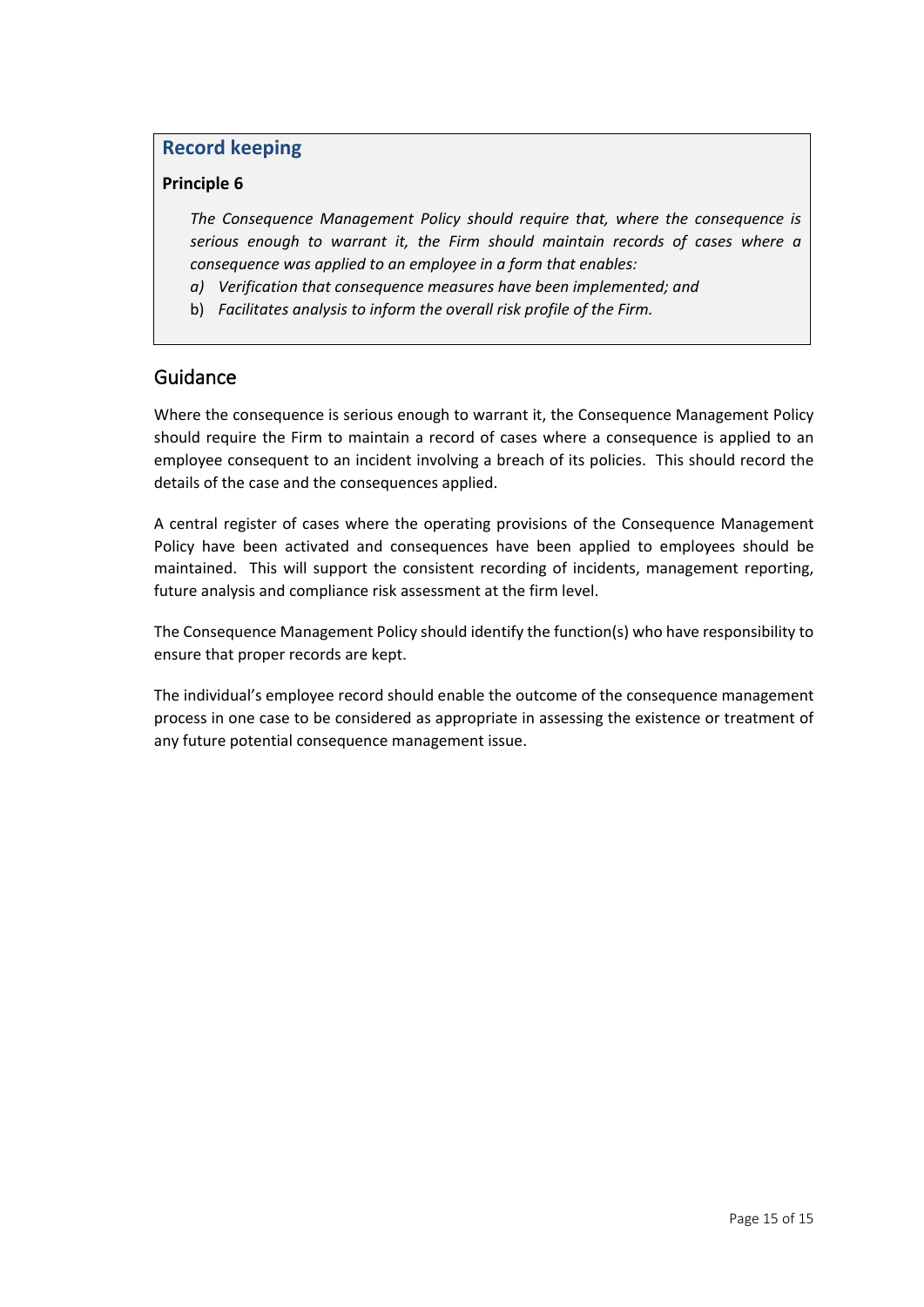## Record keeping

**Principle 6**

*The Consequence Management Policy should require that, where the consequence is serious enough to warrant it, the Firm should maintain records of cases where a consequence was applied to an employee in a form that enables:*

a) *Verification that consequence measures have been implemented; and*
b) *Facilitates analysis to inform the overall risk profile of the Firm.*

## Guidance

Where the consequence is serious enough to warrant it, the Consequence Management Policy should require the Firm to maintain a record of cases where a consequence is applied to an employee consequent to an incident involving a breach of its policies. This should record the details of the case and the consequences applied.

A central register of cases where the operating provisions of the Consequence Management Policy have been activated and consequences have been applied to employees should be maintained. This will support the consistent recording of incidents, management reporting, future analysis and compliance risk assessment at the firm level.

The Consequence Management Policy should identify the function(s) who have responsibility to ensure that proper records are kept.

The individual's employee record should enable the outcome of the consequence management process in one case to be considered as appropriate in assessing the existence or treatment of any future potential consequence management issue.